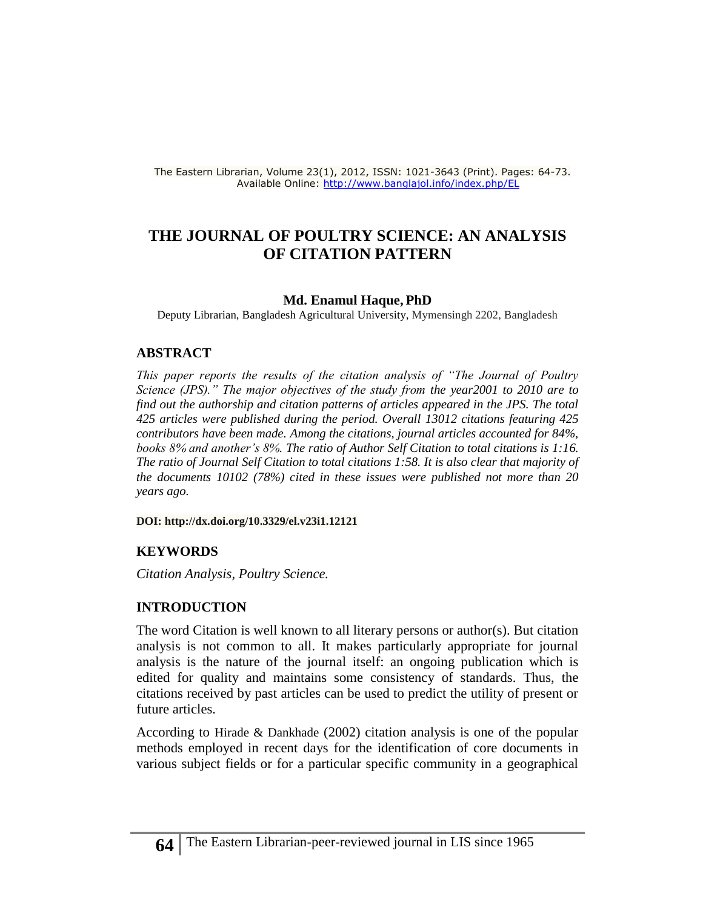# THE JOURNAL OF POULTRY SCIENCE: AN ANALYSIS OF CITATION PATTERN

**Md. Enamul Haque, PhD**

Deputy Librarian, Bangladesh Agricultural University, Mymensingh 2202, Bangladesh

## ABSTRACT

*This paper reports the results of the citation analysis of "The Journal of Poultry Science (JPS)." The major objectives of the study from the year2001 to 2010 are to find out the authorship and citation patterns of articles appeared in the JPS. The total 425 articles were published during the period. Overall 13012 citations featuring 425 contributors have been made. Among the citations, journal articles accounted for 84%, books 8% and another's 8%. The ratio of Author Self Citation to total citations is 1:16. The ratio of Journal Self Citation to total citations 1:58. It is also clear that majority of the documents 10102 (78%) cited in these issues were published not more than 20 years ago.*

**DOI: http://dx.doi.org/10.3329/el.v23i1.12121**

## KEYWORDS

*Citation Analysis, Poultry Science.*

## INTRODUCTION

The word Citation is well known to all literary persons or author(s). But citation analysis is not common to all. It makes particularly appropriate for journal analysis is the nature of the journal itself: an ongoing publication which is edited for quality and maintains some consistency of standards. Thus, the citations received by past articles can be used to predict the utility of present or future articles.

According to Hirade & Dankhade (2002) citation analysis is one of the popular methods employed in recent days for the identification of core documents in various subject fields or for a particular specific community in a geographical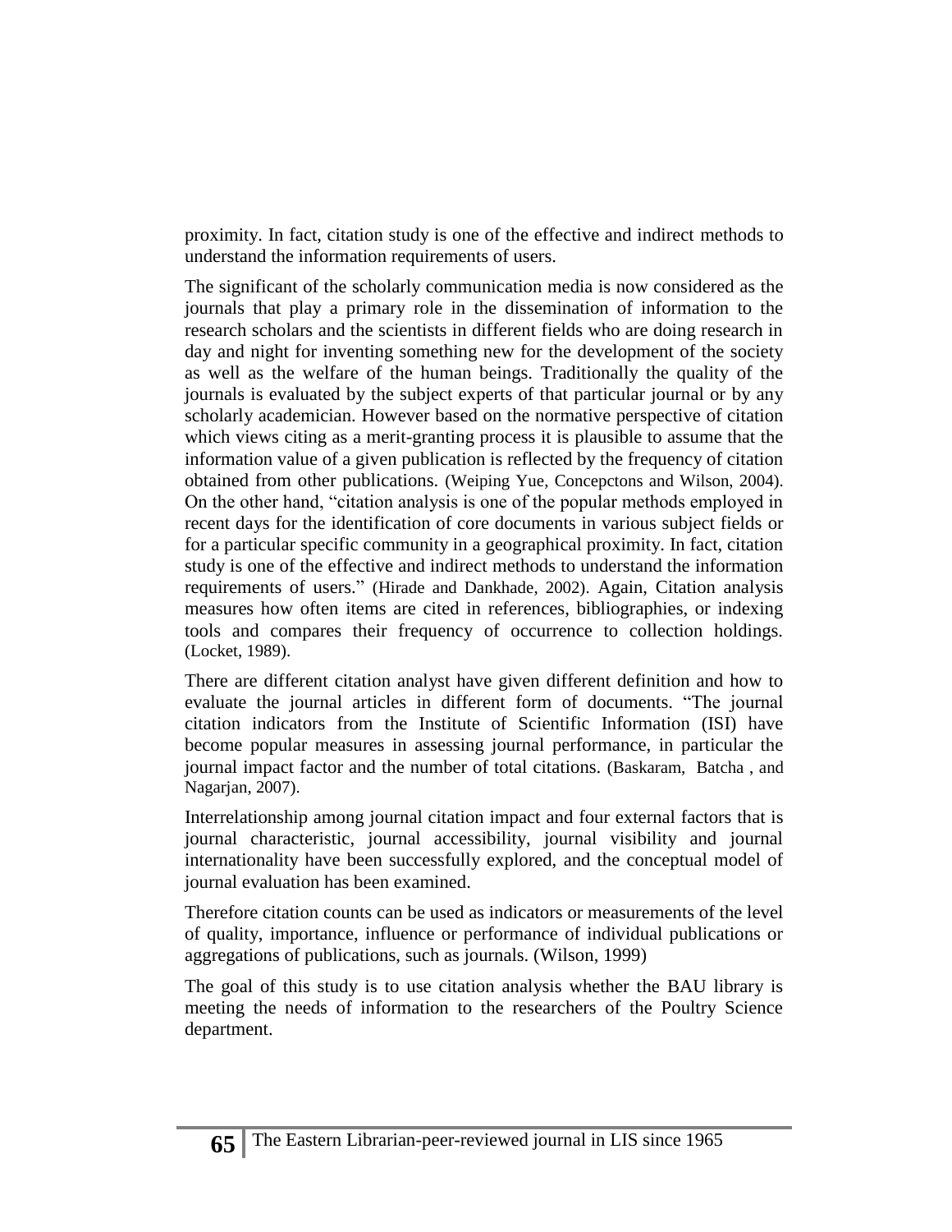proximity. In fact, citation study is one of the effective and indirect methods to understand the information requirements of users.

The significant of the scholarly communication media is now considered as the journals that play a primary role in the dissemination of information to the research scholars and the scientists in different fields who are doing research in day and night for inventing something new for the development of the society as well as the welfare of the human beings. Traditionally the quality of the journals is evaluated by the subject experts of that particular journal or by any scholarly academician. However based on the normative perspective of citation which views citing as a merit-granting process it is plausible to assume that the information value of a given publication is reflected by the frequency of citation obtained from other publications. (Weiping Yue, Concepctons and Wilson, 2004). On the other hand, "citation analysis is one of the popular methods employed in recent days for the identification of core documents in various subject fields or for a particular specific community in a geographical proximity. In fact, citation study is one of the effective and indirect methods to understand the information requirements of users." (Hirade and Dankhade, 2002). Again, Citation analysis measures how often items are cited in references, bibliographies, or indexing tools and compares their frequency of occurrence to collection holdings. (Locket, 1989).

There are different citation analyst have given different definition and how to evaluate the journal articles in different form of documents. "The journal citation indicators from the Institute of Scientific Information (ISI) have become popular measures in assessing journal performance, in particular the journal impact factor and the number of total citations. (Baskaram, Batcha , and Nagarjan, 2007).

Interrelationship among journal citation impact and four external factors that is journal characteristic, journal accessibility, journal visibility and journal internationality have been successfully explored, and the conceptual model of journal evaluation has been examined.

Therefore citation counts can be used as indicators or measurements of the level of quality, importance, influence or performance of individual publications or aggregations of publications, such as journals. (Wilson, 1999)

The goal of this study is to use citation analysis whether the BAU library is meeting the needs of information to the researchers of the Poultry Science department.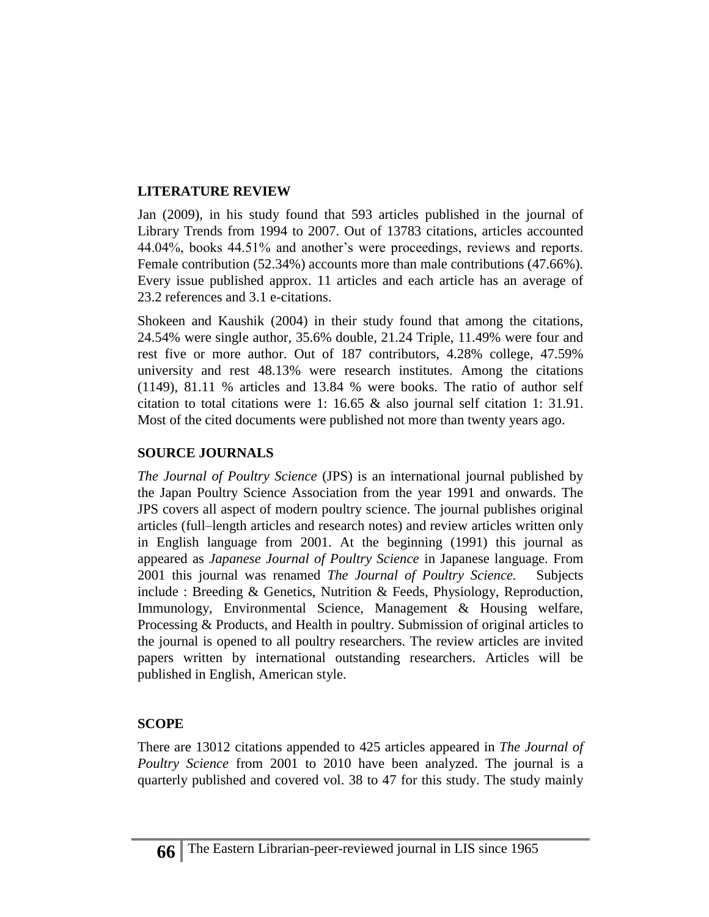## LITERATURE REVIEW

Jan (2009), in his study found that 593 articles published in the journal of Library Trends from 1994 to 2007. Out of 13783 citations, articles accounted 44.04%, books 44.51% and another's were proceedings, reviews and reports. Female contribution (52.34%) accounts more than male contributions (47.66%). Every issue published approx. 11 articles and each article has an average of 23.2 references and 3.1 e-citations.

Shokeen and Kaushik (2004) in their study found that among the citations, 24.54% were single author, 35.6% double, 21.24 Triple, 11.49% were four and rest five or more author. Out of 187 contributors, 4.28% college, 47.59% university and rest 48.13% were research institutes. Among the citations (1149), 81.11 % articles and 13.84 % were books. The ratio of author self citation to total citations were 1: 16.65 & also journal self citation 1: 31.91. Most of the cited documents were published not more than twenty years ago.

## SOURCE JOURNALS

*The Journal of Poultry Science* (JPS) is an international journal published by the Japan Poultry Science Association from the year 1991 and onwards. The JPS covers all aspect of modern poultry science. The journal publishes original articles (full–length articles and research notes) and review articles written only in English language from 2001. At the beginning (1991) this journal as appeared as *Japanese Journal of Poultry Science* in Japanese language. From 2001 this journal was renamed *The Journal of Poultry Science.* Subjects include : Breeding & Genetics, Nutrition & Feeds, Physiology, Reproduction, Immunology, Environmental Science, Management & Housing welfare, Processing & Products, and Health in poultry. Submission of original articles to the journal is opened to all poultry researchers. The review articles are invited papers written by international outstanding researchers. Articles will be published in English, American style.

## SCOPE

There are 13012 citations appended to 425 articles appeared in *The Journal of Poultry Science* from 2001 to 2010 have been analyzed. The journal is a quarterly published and covered vol. 38 to 47 for this study. The study mainly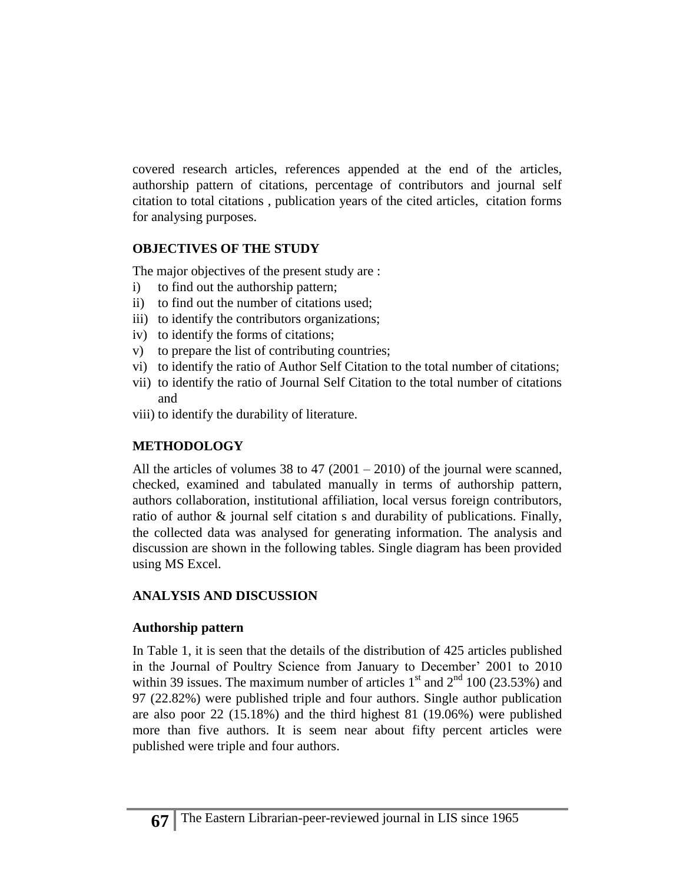covered research articles, references appended at the end of the articles, authorship pattern of citations, percentage of contributors and journal self citation to total citations , publication years of the cited articles, citation forms for analysing purposes.

## OBJECTIVES OF THE STUDY

The major objectives of the present study are :

i) to find out the authorship pattern;
ii) to find out the number of citations used;
iii) to identify the contributors organizations;
iv) to identify the forms of citations;
v) to prepare the list of contributing countries;
vi) to identify the ratio of Author Self Citation to the total number of citations;
vii) to identify the ratio of Journal Self Citation to the total number of citations and
viii) to identify the durability of literature.

## METHODOLOGY

All the articles of volumes 38 to 47 (2001 – 2010) of the journal were scanned, checked, examined and tabulated manually in terms of authorship pattern, authors collaboration, institutional affiliation, local versus foreign contributors, ratio of author & journal self citation s and durability of publications. Finally, the collected data was analysed for generating information. The analysis and discussion are shown in the following tables. Single diagram has been provided using MS Excel.

## ANALYSIS AND DISCUSSION

### Authorship pattern

In Table 1, it is seen that the details of the distribution of 425 articles published in the Journal of Poultry Science from January to December' 2001 to 2010 within 39 issues. The maximum number of articles 1st and 2nd 100 (23.53%) and 97 (22.82%) were published triple and four authors. Single author publication are also poor 22 (15.18%) and the third highest 81 (19.06%) were published more than five authors. It is seem near about fifty percent articles were published were triple and four authors.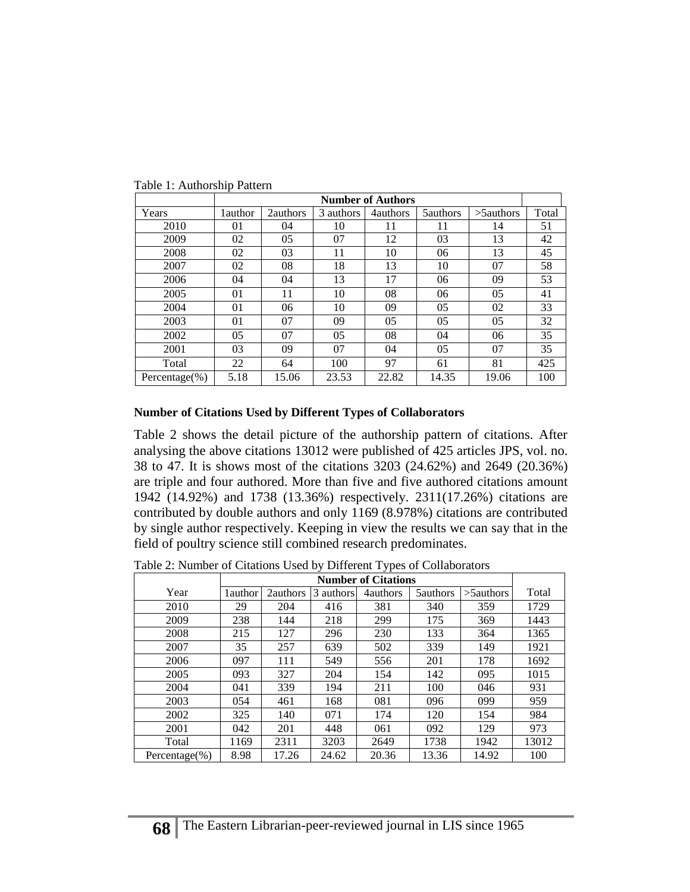Table 1: Authorship Pattern

| | Number of Authors | | | | | | |
|---|---|---|---|---|---|---|---|
| Years | 1author | 2authors | 3 authors | 4authors | 5authors | >5authors | Total |
| 2010 | 01 | 04 | 10 | 11 | 11 | 14 | 51 |
| 2009 | 02 | 05 | 07 | 12 | 03 | 13 | 42 |
| 2008 | 02 | 03 | 11 | 10 | 06 | 13 | 45 |
| 2007 | 02 | 08 | 18 | 13 | 10 | 07 | 58 |
| 2006 | 04 | 04 | 13 | 17 | 06 | 09 | 53 |
| 2005 | 01 | 11 | 10 | 08 | 06 | 05 | 41 |
| 2004 | 01 | 06 | 10 | 09 | 05 | 02 | 33 |
| 2003 | 01 | 07 | 09 | 05 | 05 | 05 | 32 |
| 2002 | 05 | 07 | 05 | 08 | 04 | 06 | 35 |
| 2001 | 03 | 09 | 07 | 04 | 05 | 07 | 35 |
| Total | 22 | 64 | 100 | 97 | 61 | 81 | 425 |
| Percentage(%) | 5.18 | 15.06 | 23.53 | 22.82 | 14.35 | 19.06 | 100 |

**Number of Citations Used by Different Types of Collaborators**

Table 2 shows the detail picture of the authorship pattern of citations. After analysing the above citations 13012 were published of 425 articles JPS, vol. no. 38 to 47. It is shows most of the citations 3203 (24.62%) and 2649 (20.36%) are triple and four authored. More than five and five authored citations amount 1942 (14.92%) and 1738 (13.36%) respectively. 2311(17.26%) citations are contributed by double authors and only 1169 (8.978%) citations are contributed by single author respectively. Keeping in view the results we can say that in the field of poultry science still combined research predominates.

Table 2: Number of Citations Used by Different Types of Collaborators

| | Number of Citations | | | | | | |
|---|---|---|---|---|---|---|---|
| Year | 1author | 2authors | 3 authors | 4authors | 5authors | >5authors | Total |
| 2010 | 29 | 204 | 416 | 381 | 340 | 359 | 1729 |
| 2009 | 238 | 144 | 218 | 299 | 175 | 369 | 1443 |
| 2008 | 215 | 127 | 296 | 230 | 133 | 364 | 1365 |
| 2007 | 35 | 257 | 639 | 502 | 339 | 149 | 1921 |
| 2006 | 097 | 111 | 549 | 556 | 201 | 178 | 1692 |
| 2005 | 093 | 327 | 204 | 154 | 142 | 095 | 1015 |
| 2004 | 041 | 339 | 194 | 211 | 100 | 046 | 931 |
| 2003 | 054 | 461 | 168 | 081 | 096 | 099 | 959 |
| 2002 | 325 | 140 | 071 | 174 | 120 | 154 | 984 |
| 2001 | 042 | 201 | 448 | 061 | 092 | 129 | 973 |
| Total | 1169 | 2311 | 3203 | 2649 | 1738 | 1942 | 13012 |
| Percentage(%) | 8.98 | 17.26 | 24.62 | 20.36 | 13.36 | 14.92 | 100 |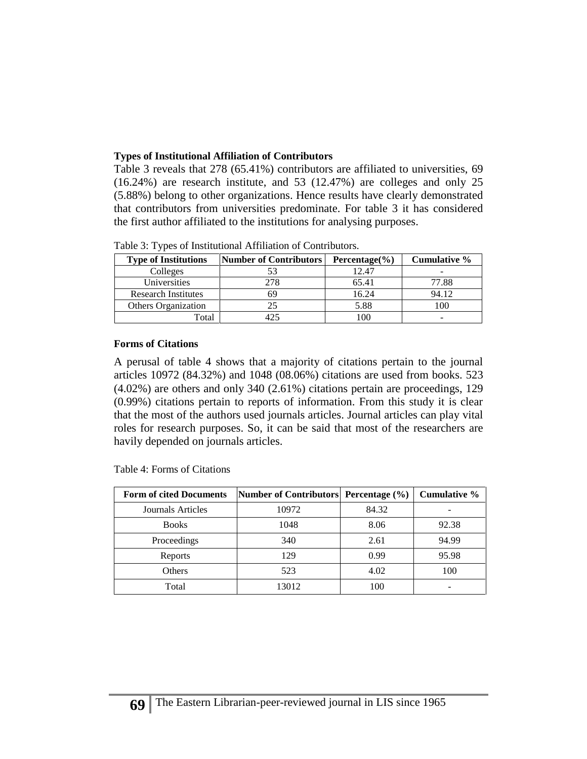**Types of Institutional Affiliation of Contributors**

Table 3 reveals that 278 (65.41%) contributors are affiliated to universities, 69 (16.24%) are research institute, and 53 (12.47%) are colleges and only 25 (5.88%) belong to other organizations. Hence results have clearly demonstrated that contributors from universities predominate. For table 3 it has considered the first author affiliated to the institutions for analysing purposes.

Table 3: Types of Institutional Affiliation of Contributors.

| Type of Institutions | Number of Contributors | Percentage(%) | Cumulative % |
|---|---|---|---|
| Colleges | 53 | 12.47 | - |
| Universities | 278 | 65.41 | 77.88 |
| Research Institutes | 69 | 16.24 | 94.12 |
| Others Organization | 25 | 5.88 | 100 |
| Total | 425 | 100 | - |

**Forms of Citations**

A perusal of table 4 shows that a majority of citations pertain to the journal articles 10972 (84.32%) and 1048 (08.06%) citations are used from books. 523 (4.02%) are others and only 340 (2.61%) citations pertain are proceedings, 129 (0.99%) citations pertain to reports of information. From this study it is clear that the most of the authors used journals articles. Journal articles can play vital roles for research purposes. So, it can be said that most of the researchers are havily depended on journals articles.

Table 4: Forms of Citations

| Form of cited Documents | Number of Contributors | Percentage (%) | Cumulative % |
|---|---|---|---|
| Journals Articles | 10972 | 84.32 | - |
| Books | 1048 | 8.06 | 92.38 |
| Proceedings | 340 | 2.61 | 94.99 |
| Reports | 129 | 0.99 | 95.98 |
| Others | 523 | 4.02 | 100 |
| Total | 13012 | 100 | - |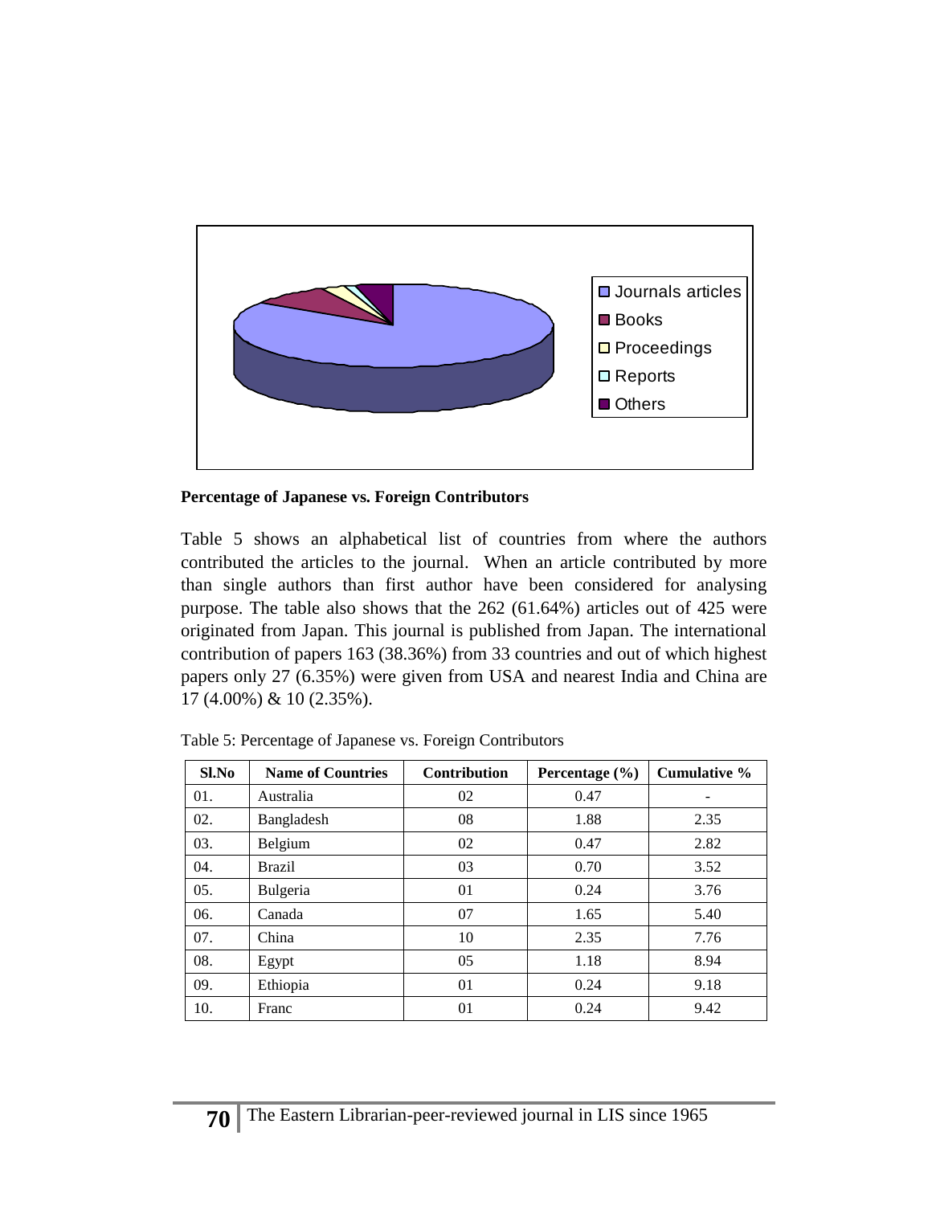**Percentage of Japanese vs. Foreign Contributors**

Table 5 shows an alphabetical list of countries from where the authors contributed the articles to the journal. When an article contributed by more than single authors than first author have been considered for analysing purpose. The table also shows that the 262 (61.64%) articles out of 425 were originated from Japan. This journal is published from Japan. The international contribution of papers 163 (38.36%) from 33 countries and out of which highest papers only 27 (6.35%) were given from USA and nearest India and China are 17 (4.00%) & 10 (2.35%).

Table 5: Percentage of Japanese vs. Foreign Contributors

| Sl.No | Name of Countries | Contribution | Percentage (%) | Cumulative % |
|---|---|---|---|---|
| 01. | Australia | 02 | 0.47 | - |
| 02. | Bangladesh | 08 | 1.88 | 2.35 |
| 03. | Belgium | 02 | 0.47 | 2.82 |
| 04. | Brazil | 03 | 0.70 | 3.52 |
| 05. | Bulgeria | 01 | 0.24 | 3.76 |
| 06. | Canada | 07 | 1.65 | 5.40 |
| 07. | China | 10 | 2.35 | 7.76 |
| 08. | Egypt | 05 | 1.18 | 8.94 |
| 09. | Ethiopia | 01 | 0.24 | 9.18 |
| 10. | Franc | 01 | 0.24 | 9.42 |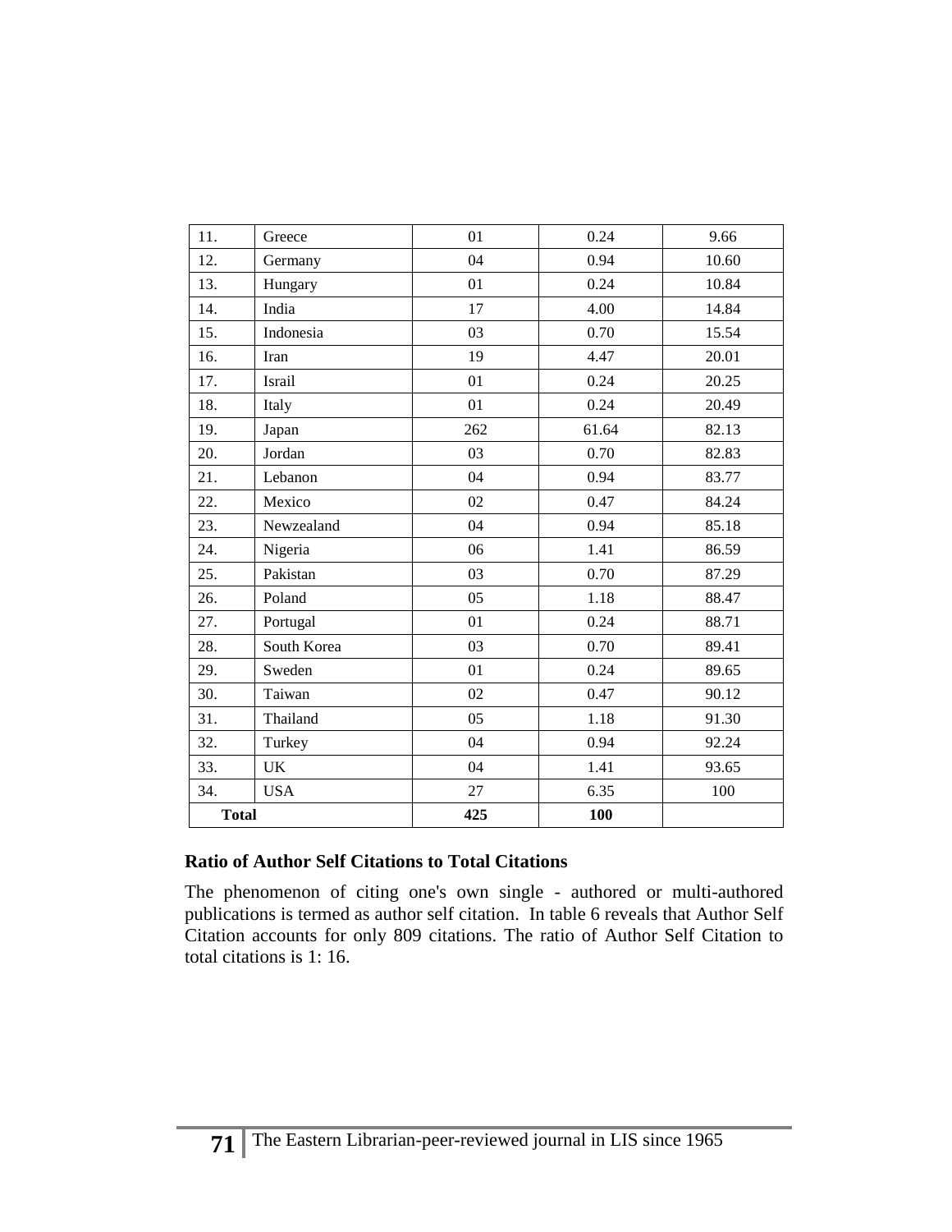| 11. | Greece | 01 | 0.24 | 9.66 |
|---|---|---|---|---|
| 12. | Germany | 04 | 0.94 | 10.60 |
| 13. | Hungary | 01 | 0.24 | 10.84 |
| 14. | India | 17 | 4.00 | 14.84 |
| 15. | Indonesia | 03 | 0.70 | 15.54 |
| 16. | Iran | 19 | 4.47 | 20.01 |
| 17. | Israil | 01 | 0.24 | 20.25 |
| 18. | Italy | 01 | 0.24 | 20.49 |
| 19. | Japan | 262 | 61.64 | 82.13 |
| 20. | Jordan | 03 | 0.70 | 82.83 |
| 21. | Lebanon | 04 | 0.94 | 83.77 |
| 22. | Mexico | 02 | 0.47 | 84.24 |
| 23. | Newzealand | 04 | 0.94 | 85.18 |
| 24. | Nigeria | 06 | 1.41 | 86.59 |
| 25. | Pakistan | 03 | 0.70 | 87.29 |
| 26. | Poland | 05 | 1.18 | 88.47 |
| 27. | Portugal | 01 | 0.24 | 88.71 |
| 28. | South Korea | 03 | 0.70 | 89.41 |
| 29. | Sweden | 01 | 0.24 | 89.65 |
| 30. | Taiwan | 02 | 0.47 | 90.12 |
| 31. | Thailand | 05 | 1.18 | 91.30 |
| 32. | Turkey | 04 | 0.94 | 92.24 |
| 33. | UK | 04 | 1.41 | 93.65 |
| 34. | USA | 27 | 6.35 | 100 |
| **Total** | | **425** | **100** | |

### Ratio of Author Self Citations to Total Citations

The phenomenon of citing one's own single - authored or multi-authored publications is termed as author self citation. In table 6 reveals that Author Self Citation accounts for only 809 citations. The ratio of Author Self Citation to total citations is 1: 16.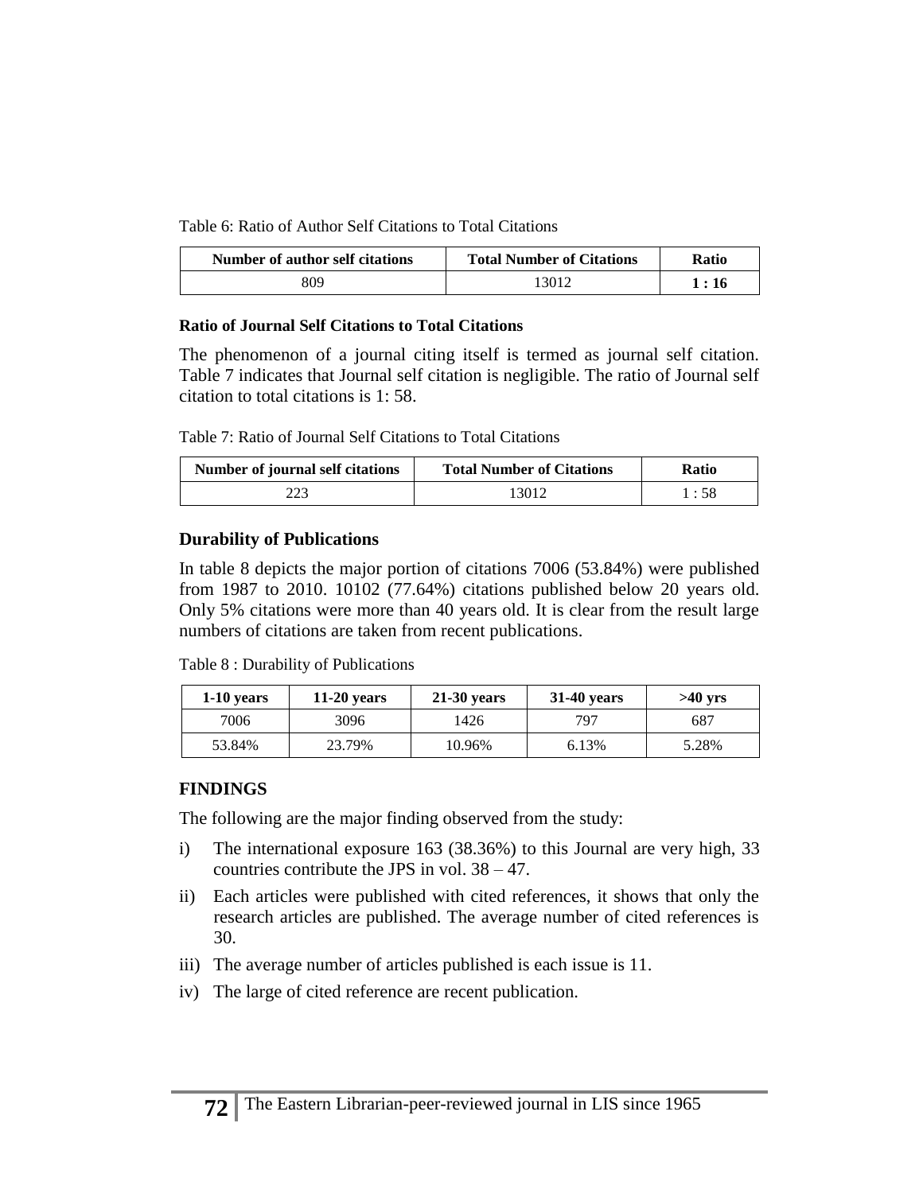Table 6: Ratio of Author Self Citations to Total Citations

| Number of author self citations | Total Number of Citations | Ratio |
|---|---|---|
| 809 | 13012 | **1 : 16** |

**Ratio of Journal Self Citations to Total Citations**

The phenomenon of a journal citing itself is termed as journal self citation. Table 7 indicates that Journal self citation is negligible. The ratio of Journal self citation to total citations is 1: 58.

Table 7: Ratio of Journal Self Citations to Total Citations

| Number of journal self citations | Total Number of Citations | Ratio |
|---|---|---|
| 223 | 13012 | 1 : 58 |

## Durability of Publications

In table 8 depicts the major portion of citations 7006 (53.84%) were published from 1987 to 2010. 10102 (77.64%) citations published below 20 years old. Only 5% citations were more than 40 years old. It is clear from the result large numbers of citations are taken from recent publications.

Table 8 : Durability of Publications

| 1-10 years | 11-20 years | 21-30 years | 31-40 years | >40 yrs |
|---|---|---|---|---|
| 7006 | 3096 | 1426 | 797 | 687 |
| 53.84% | 23.79% | 10.96% | 6.13% | 5.28% |

## FINDINGS

The following are the major finding observed from the study:

i) The international exposure 163 (38.36%) to this Journal are very high, 33 countries contribute the JPS in vol. 38 – 47.

ii) Each articles were published with cited references, it shows that only the research articles are published. The average number of cited references is 30.

iii) The average number of articles published is each issue is 11.

iv) The large of cited reference are recent publication.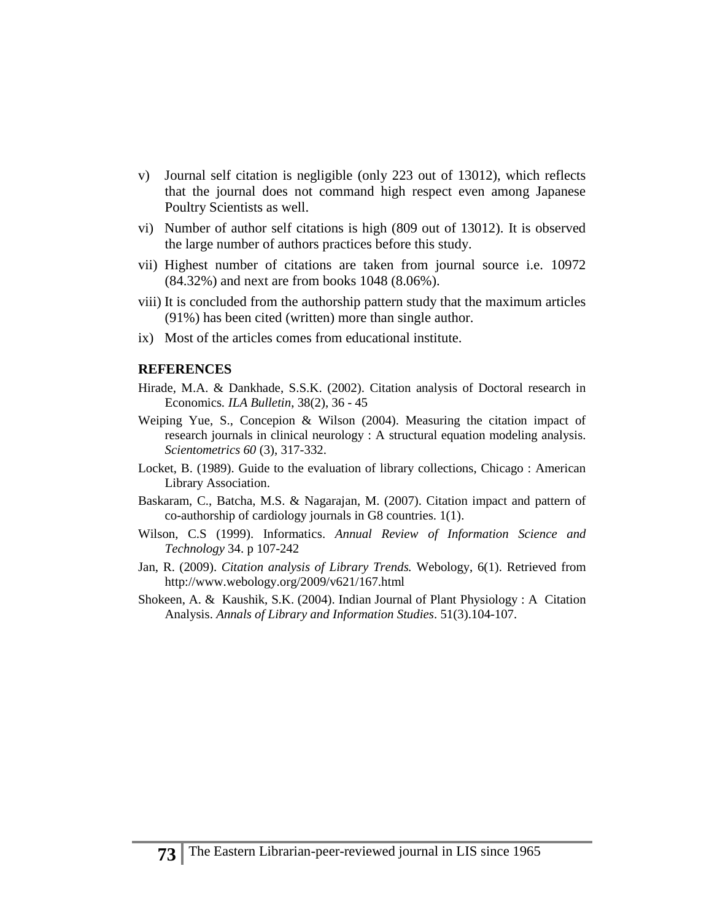v) Journal self citation is negligible (only 223 out of 13012), which reflects that the journal does not command high respect even among Japanese Poultry Scientists as well.

vi) Number of author self citations is high (809 out of 13012). It is observed the large number of authors practices before this study.

vii) Highest number of citations are taken from journal source i.e. 10972 (84.32%) and next are from books 1048 (8.06%).

viii) It is concluded from the authorship pattern study that the maximum articles (91%) has been cited (written) more than single author.

ix) Most of the articles comes from educational institute.

## REFERENCES

Hirade, M.A. & Dankhade, S.S.K. (2002). Citation analysis of Doctoral research in Economics. *ILA Bulletin*, 38(2), 36 - 45

Weiping Yue, S., Concepion & Wilson (2004). Measuring the citation impact of research journals in clinical neurology : A structural equation modeling analysis. *Scientometrics 60* (3), 317-332.

Locket, B. (1989). Guide to the evaluation of library collections, Chicago : American Library Association.

Baskaram, C., Batcha, M.S. & Nagarajan, M. (2007). Citation impact and pattern of co-authorship of cardiology journals in G8 countries. 1(1).

Wilson, C.S (1999). Informatics. *Annual Review of Information Science and Technology* 34. p 107-242

Jan, R. (2009). *Citation analysis of Library Trends.* Webology, 6(1). Retrieved from http://www.webology.org/2009/v621/167.html

Shokeen, A. & Kaushik, S.K. (2004). Indian Journal of Plant Physiology : A Citation Analysis. *Annals of Library and Information Studies*. 51(3).104-107.